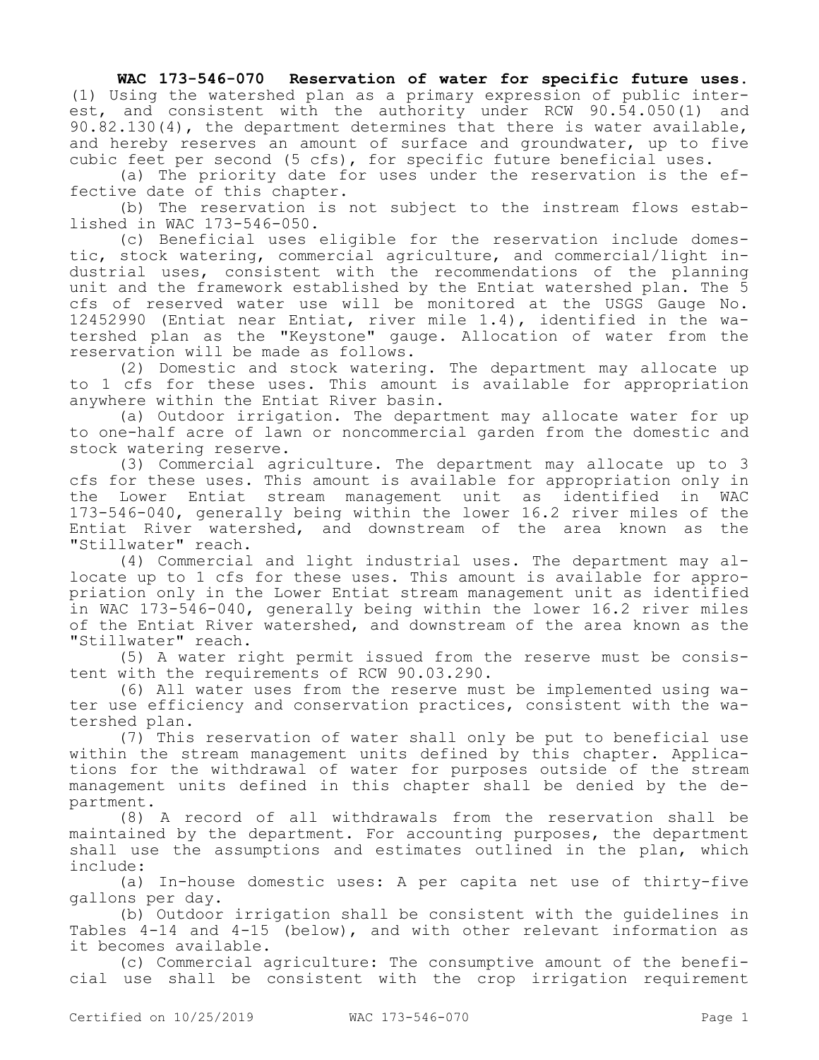**WAC 173-546-070 Reservation of water for specific future uses.** (1) Using the watershed plan as a primary expression of public interest, and consistent with the authority under RCW 90.54.050(1) and 90.82.130(4), the department determines that there is water available, and hereby reserves an amount of surface and groundwater, up to five cubic feet per second (5 cfs), for specific future beneficial uses.

(a) The priority date for uses under the reservation is the effective date of this chapter.

(b) The reservation is not subject to the instream flows established in WAC 173-546-050.

(c) Beneficial uses eligible for the reservation include domestic, stock watering, commercial agriculture, and commercial/light industrial uses, consistent with the recommendations of the planning unit and the framework established by the Entiat watershed plan. The 5 cfs of reserved water use will be monitored at the USGS Gauge No. 12452990 (Entiat near Entiat, river mile 1.4), identified in the watershed plan as the "Keystone" gauge. Allocation of water from the reservation will be made as follows.

(2) Domestic and stock watering. The department may allocate up to 1 cfs for these uses. This amount is available for appropriation anywhere within the Entiat River basin.

(a) Outdoor irrigation. The department may allocate water for up to one-half acre of lawn or noncommercial garden from the domestic and stock watering reserve.

(3) Commercial agriculture. The department may allocate up to 3 cfs for these uses. This amount is available for appropriation only in the Lower Entiat stream management unit as identified in WAC 173-546-040, generally being within the lower 16.2 river miles of the Entiat River watershed, and downstream of the area known as the "Stillwater" reach.

(4) Commercial and light industrial uses. The department may allocate up to 1 cfs for these uses. This amount is available for appropriation only in the Lower Entiat stream management unit as identified in WAC 173-546-040, generally being within the lower 16.2 river miles of the Entiat River watershed, and downstream of the area known as the "Stillwater" reach.

(5) A water right permit issued from the reserve must be consistent with the requirements of RCW 90.03.290.

(6) All water uses from the reserve must be implemented using water use efficiency and conservation practices, consistent with the watershed plan.

(7) This reservation of water shall only be put to beneficial use within the stream management units defined by this chapter. Applications for the withdrawal of water for purposes outside of the stream management units defined in this chapter shall be denied by the department.

(8) A record of all withdrawals from the reservation shall be maintained by the department. For accounting purposes, the department shall use the assumptions and estimates outlined in the plan, which include:

(a) In-house domestic uses: A per capita net use of thirty-five gallons per day.

(b) Outdoor irrigation shall be consistent with the guidelines in Tables 4-14 and 4-15 (below), and with other relevant information as it becomes available.

(c) Commercial agriculture: The consumptive amount of the beneficial use shall be consistent with the crop irrigation requirement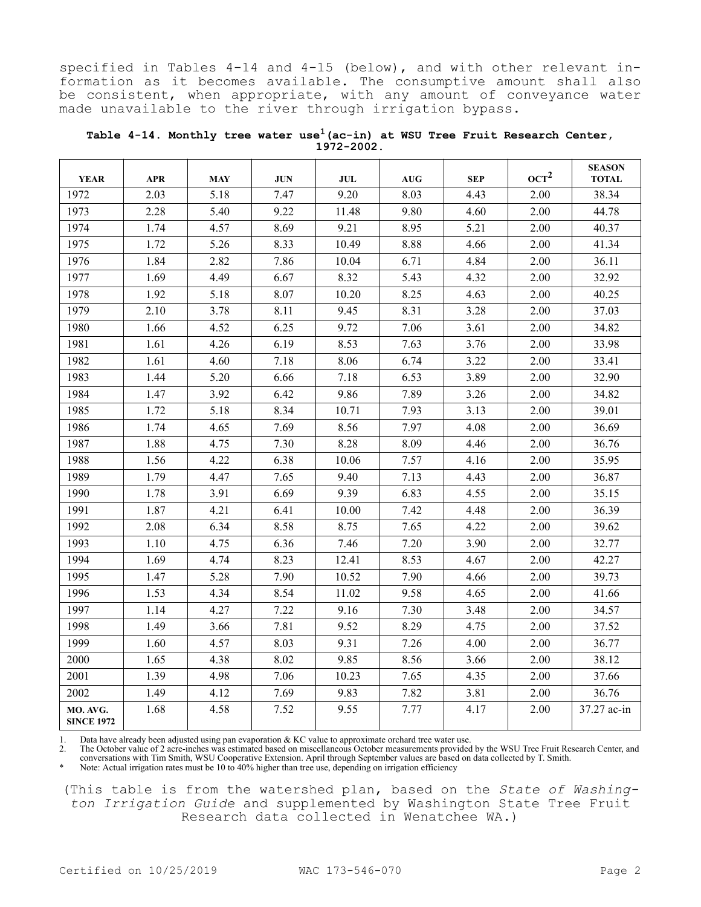specified in Tables 4-14 and 4-15 (below), and with other relevant information as it becomes available. The consumptive amount shall also be consistent, when appropriate, with any amount of conveyance water made unavailable to the river through irrigation bypass.

**Table 4-14. Monthly tree water use[1] (ac-in) at WSU Tree Fruit Research Center, 1972-2002.**

| YEAR | APR | MAY | JUN | JUL | AUG | SEP | OCT[2] | SEASON TOTAL |
|---|---|---|---|---|---|---|---|---|
| 1972 | 2.03 | 5.18 | 7.47 | 9.20 | 8.03 | 4.43 | 2.00 | 38.34 |
| 1973 | 2.28 | 5.40 | 9.22 | 11.48 | 9.80 | 4.60 | 2.00 | 44.78 |
| 1974 | 1.74 | 4.57 | 8.69 | 9.21 | 8.95 | 5.21 | 2.00 | 40.37 |
| 1975 | 1.72 | 5.26 | 8.33 | 10.49 | 8.88 | 4.66 | 2.00 | 41.34 |
| 1976 | 1.84 | 2.82 | 7.86 | 10.04 | 6.71 | 4.84 | 2.00 | 36.11 |
| 1977 | 1.69 | 4.49 | 6.67 | 8.32 | 5.43 | 4.32 | 2.00 | 32.92 |
| 1978 | 1.92 | 5.18 | 8.07 | 10.20 | 8.25 | 4.63 | 2.00 | 40.25 |
| 1979 | 2.10 | 3.78 | 8.11 | 9.45 | 8.31 | 3.28 | 2.00 | 37.03 |
| 1980 | 1.66 | 4.52 | 6.25 | 9.72 | 7.06 | 3.61 | 2.00 | 34.82 |
| 1981 | 1.61 | 4.26 | 6.19 | 8.53 | 7.63 | 3.76 | 2.00 | 33.98 |
| 1982 | 1.61 | 4.60 | 7.18 | 8.06 | 6.74 | 3.22 | 2.00 | 33.41 |
| 1983 | 1.44 | 5.20 | 6.66 | 7.18 | 6.53 | 3.89 | 2.00 | 32.90 |
| 1984 | 1.47 | 3.92 | 6.42 | 9.86 | 7.89 | 3.26 | 2.00 | 34.82 |
| 1985 | 1.72 | 5.18 | 8.34 | 10.71 | 7.93 | 3.13 | 2.00 | 39.01 |
| 1986 | 1.74 | 4.65 | 7.69 | 8.56 | 7.97 | 4.08 | 2.00 | 36.69 |
| 1987 | 1.88 | 4.75 | 7.30 | 8.28 | 8.09 | 4.46 | 2.00 | 36.76 |
| 1988 | 1.56 | 4.22 | 6.38 | 10.06 | 7.57 | 4.16 | 2.00 | 35.95 |
| 1989 | 1.79 | 4.47 | 7.65 | 9.40 | 7.13 | 4.43 | 2.00 | 36.87 |
| 1990 | 1.78 | 3.91 | 6.69 | 9.39 | 6.83 | 4.55 | 2.00 | 35.15 |
| 1991 | 1.87 | 4.21 | 6.41 | 10.00 | 7.42 | 4.48 | 2.00 | 36.39 |
| 1992 | 2.08 | 6.34 | 8.58 | 8.75 | 7.65 | 4.22 | 2.00 | 39.62 |
| 1993 | 1.10 | 4.75 | 6.36 | 7.46 | 7.20 | 3.90 | 2.00 | 32.77 |
| 1994 | 1.69 | 4.74 | 8.23 | 12.41 | 8.53 | 4.67 | 2.00 | 42.27 |
| 1995 | 1.47 | 5.28 | 7.90 | 10.52 | 7.90 | 4.66 | 2.00 | 39.73 |
| 1996 | 1.53 | 4.34 | 8.54 | 11.02 | 9.58 | 4.65 | 2.00 | 41.66 |
| 1997 | 1.14 | 4.27 | 7.22 | 9.16 | 7.30 | 3.48 | 2.00 | 34.57 |
| 1998 | 1.49 | 3.66 | 7.81 | 9.52 | 8.29 | 4.75 | 2.00 | 37.52 |
| 1999 | 1.60 | 4.57 | 8.03 | 9.31 | 7.26 | 4.00 | 2.00 | 36.77 |
| 2000 | 1.65 | 4.38 | 8.02 | 9.85 | 8.56 | 3.66 | 2.00 | 38.12 |
| 2001 | 1.39 | 4.98 | 7.06 | 10.23 | 7.65 | 4.35 | 2.00 | 37.66 |
| 2002 | 1.49 | 4.12 | 7.69 | 9.83 | 7.82 | 3.81 | 2.00 | 36.76 |
| MO. AVG. SINCE 1972 | 1.68 | 4.58 | 7.52 | 9.55 | 7.77 | 4.17 | 2.00 | 37.27 ac-in |

1. Data have already been adjusted using pan evaporation & KC value to approximate orchard tree water use.
2. The October value of 2 acre-inches was estimated based on miscellaneous October measurements provided by the WSU Tree Fruit Research Center, and conversations with Tim Smith, WSU Cooperative Extension. April through September values are based on data collected by T. Smith.

\* Note: Actual irrigation rates must be 10 to 40% higher than tree use, depending on irrigation efficiency

(This table is from the watershed plan, based on the *State of Washington Irrigation Guide* and supplemented by Washington State Tree Fruit Research data collected in Wenatchee WA.)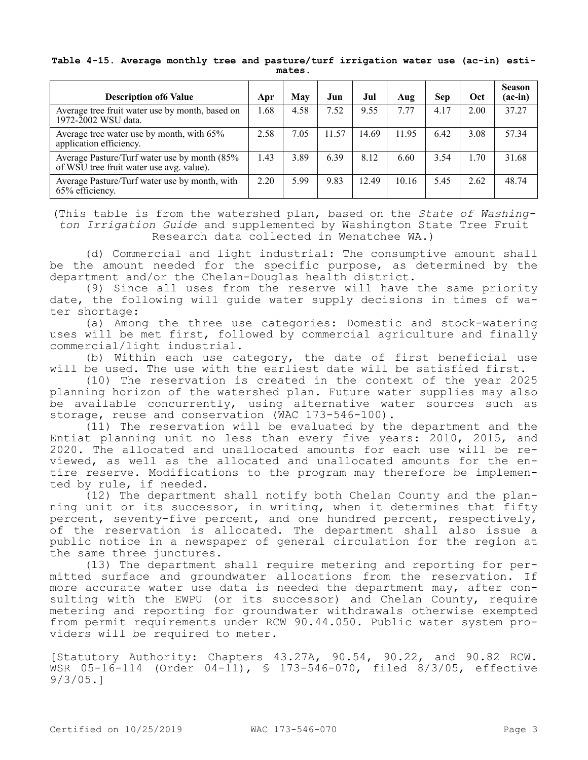**Table 4-15. Average monthly tree and pasture/turf irrigation water use (ac-in) estimates.**

| Description of6 Value | Apr | May | Jun | Jul | Aug | Sep | Oct | Season (ac-in) |
|---|---|---|---|---|---|---|---|---|
| Average tree fruit water use by month, based on 1972-2002 WSU data. | 1.68 | 4.58 | 7.52 | 9.55 | 7.77 | 4.17 | 2.00 | 37.27 |
| Average tree water use by month, with 65% application efficiency. | 2.58 | 7.05 | 11.57 | 14.69 | 11.95 | 6.42 | 3.08 | 57.34 |
| Average Pasture/Turf water use by month (85% of WSU tree fruit water use avg. value). | 1.43 | 3.89 | 6.39 | 8.12 | 6.60 | 3.54 | 1.70 | 31.68 |
| Average Pasture/Turf water use by month, with 65% efficiency. | 2.20 | 5.99 | 9.83 | 12.49 | 10.16 | 5.45 | 2.62 | 48.74 |

(This table is from the watershed plan, based on the *State of Washington Irrigation Guide* and supplemented by Washington State Tree Fruit Research data collected in Wenatchee WA.)

(d) Commercial and light industrial: The consumptive amount shall be the amount needed for the specific purpose, as determined by the department and/or the Chelan-Douglas health district.

(9) Since all uses from the reserve will have the same priority date, the following will guide water supply decisions in times of water shortage:

(a) Among the three use categories: Domestic and stock-watering uses will be met first, followed by commercial agriculture and finally commercial/light industrial.

(b) Within each use category, the date of first beneficial use will be used. The use with the earliest date will be satisfied first.

(10) The reservation is created in the context of the year 2025 planning horizon of the watershed plan. Future water supplies may also be available concurrently, using alternative water sources such as storage, reuse and conservation (WAC 173-546-100).

(11) The reservation will be evaluated by the department and the Entiat planning unit no less than every five years: 2010, 2015, and 2020. The allocated and unallocated amounts for each use will be reviewed, as well as the allocated and unallocated amounts for the entire reserve. Modifications to the program may therefore be implemented by rule, if needed.

(12) The department shall notify both Chelan County and the planning unit or its successor, in writing, when it determines that fifty percent, seventy-five percent, and one hundred percent, respectively, of the reservation is allocated. The department shall also issue a public notice in a newspaper of general circulation for the region at the same three junctures.

(13) The department shall require metering and reporting for permitted surface and groundwater allocations from the reservation. If more accurate water use data is needed the department may, after consulting with the EWPU (or its successor) and Chelan County, require metering and reporting for groundwater withdrawals otherwise exempted from permit requirements under RCW 90.44.050. Public water system providers will be required to meter.

[Statutory Authority: Chapters 43.27A, 90.54, 90.22, and 90.82 RCW. WSR 05-16-114 (Order 04-11), § 173-546-070, filed 8/3/05, effective 9/3/05.]